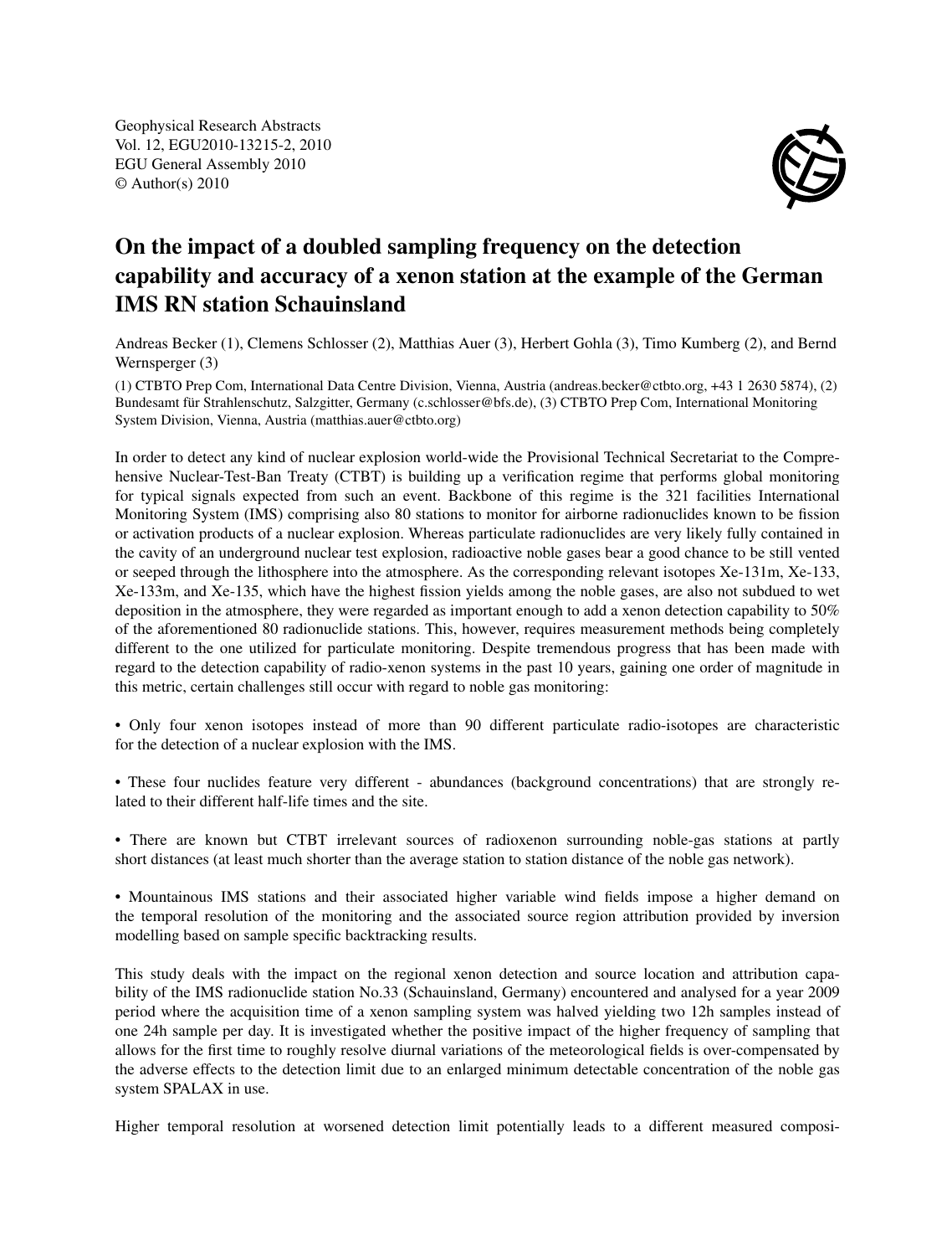Geophysical Research Abstracts
Vol. 12, EGU2010-13215-2, 2010
EGU General Assembly 2010
© Author(s) 2010

# On the impact of a doubled sampling frequency on the detection capability and accuracy of a xenon station at the example of the German IMS RN station Schauinsland

Andreas Becker (1), Clemens Schlosser (2), Matthias Auer (3), Herbert Gohla (3), Timo Kumberg (2), and Bernd Wernsperger (3)

(1) CTBTO Prep Com, International Data Centre Division, Vienna, Austria (andreas.becker@ctbto.org, +43 1 2630 5874), (2) Bundesamt für Strahlenschutz, Salzgitter, Germany (c.schlosser@bfs.de), (3) CTBTO Prep Com, International Monitoring System Division, Vienna, Austria (matthias.auer@ctbto.org)

In order to detect any kind of nuclear explosion world-wide the Provisional Technical Secretariat to the Comprehensive Nuclear-Test-Ban Treaty (CTBT) is building up a verification regime that performs global monitoring for typical signals expected from such an event. Backbone of this regime is the 321 facilities International Monitoring System (IMS) comprising also 80 stations to monitor for airborne radionuclides known to be fission or activation products of a nuclear explosion. Whereas particulate radionuclides are very likely fully contained in the cavity of an underground nuclear test explosion, radioactive noble gases bear a good chance to be still vented or seeped through the lithosphere into the atmosphere. As the corresponding relevant isotopes Xe-131m, Xe-133, Xe-133m, and Xe-135, which have the highest fission yields among the noble gases, are also not subdued to wet deposition in the atmosphere, they were regarded as important enough to add a xenon detection capability to 50% of the aforementioned 80 radionuclide stations. This, however, requires measurement methods being completely different to the one utilized for particulate monitoring. Despite tremendous progress that has been made with regard to the detection capability of radio-xenon systems in the past 10 years, gaining one order of magnitude in this metric, certain challenges still occur with regard to noble gas monitoring:

- Only four xenon isotopes instead of more than 90 different particulate radio-isotopes are characteristic for the detection of a nuclear explosion with the IMS.

- These four nuclides feature very different - abundances (background concentrations) that are strongly related to their different half-life times and the site.

- There are known but CTBT irrelevant sources of radioxenon surrounding noble-gas stations at partly short distances (at least much shorter than the average station to station distance of the noble gas network).

- Mountainous IMS stations and their associated higher variable wind fields impose a higher demand on the temporal resolution of the monitoring and the associated source region attribution provided by inversion modelling based on sample specific backtracking results.

This study deals with the impact on the regional xenon detection and source location and attribution capability of the IMS radionuclide station No.33 (Schauinsland, Germany) encountered and analysed for a year 2009 period where the acquisition time of a xenon sampling system was halved yielding two 12h samples instead of one 24h sample per day. It is investigated whether the positive impact of the higher frequency of sampling that allows for the first time to roughly resolve diurnal variations of the meteorological fields is over-compensated by the adverse effects to the detection limit due to an enlarged minimum detectable concentration of the noble gas system SPALAX in use.

Higher temporal resolution at worsened detection limit potentially leads to a different measured composi-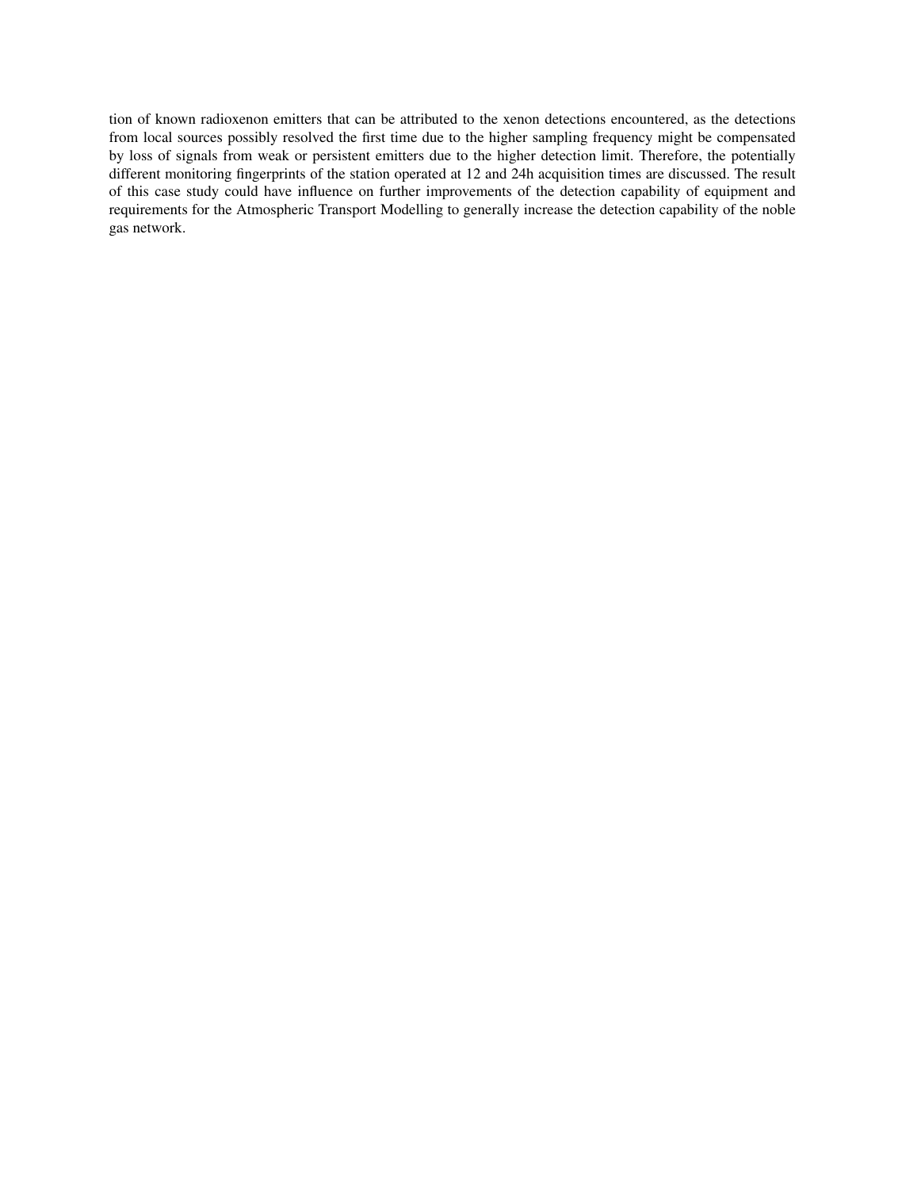tion of known radioxenon emitters that can be attributed to the xenon detections encountered, as the detections from local sources possibly resolved the first time due to the higher sampling frequency might be compensated by loss of signals from weak or persistent emitters due to the higher detection limit. Therefore, the potentially different monitoring fingerprints of the station operated at 12 and 24h acquisition times are discussed. The result of this case study could have influence on further improvements of the detection capability of equipment and requirements for the Atmospheric Transport Modelling to generally increase the detection capability of the noble gas network.